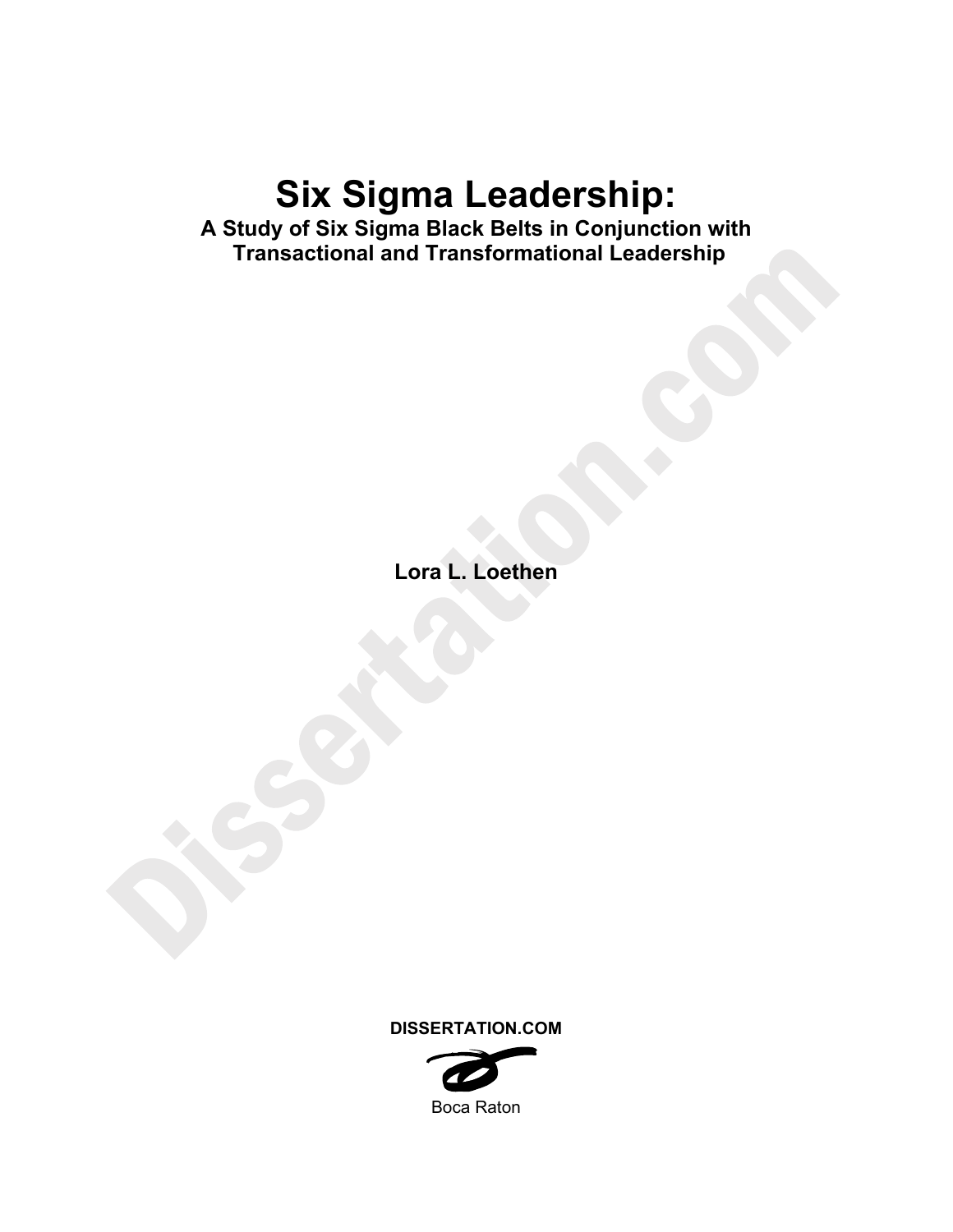# Six Sigma Leadership:

## A Study of Six Sigma Black Belts in Conjunction with Transactional and Transformational Leadership

**Lora L. Loethen**

**DISSERTATION.COM**

Boca Raton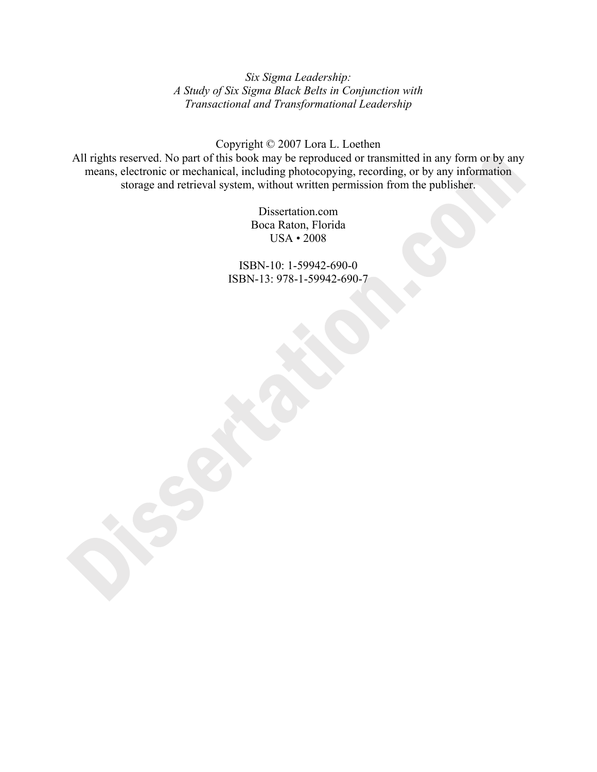*Six Sigma Leadership:*
*A Study of Six Sigma Black Belts in Conjunction with*
*Transactional and Transformational Leadership*

Copyright © 2007 Lora L. Loethen
All rights reserved. No part of this book may be reproduced or transmitted in any form or by any means, electronic or mechanical, including photocopying, recording, or by any information storage and retrieval system, without written permission from the publisher.

Dissertation.com
Boca Raton, Florida
USA • 2008

ISBN-10: 1-59942-690-0
ISBN-13: 978-1-59942-690-7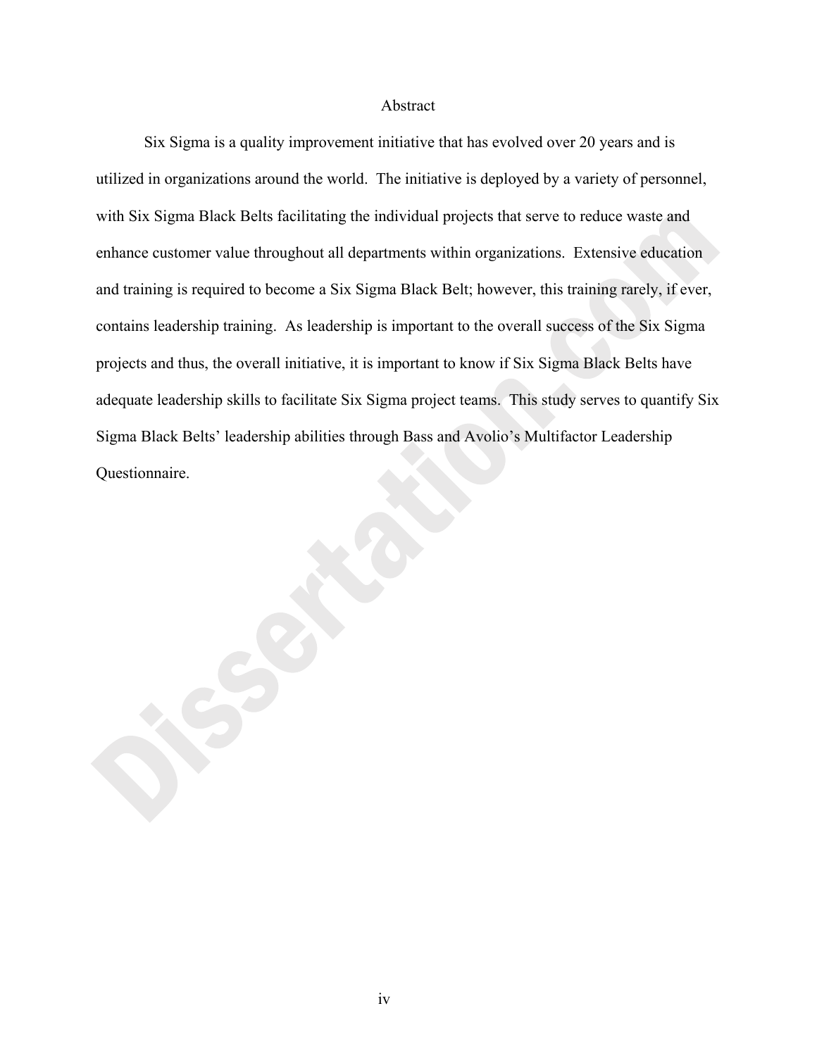# Abstract

Six Sigma is a quality improvement initiative that has evolved over 20 years and is utilized in organizations around the world. The initiative is deployed by a variety of personnel, with Six Sigma Black Belts facilitating the individual projects that serve to reduce waste and enhance customer value throughout all departments within organizations. Extensive education and training is required to become a Six Sigma Black Belt; however, this training rarely, if ever, contains leadership training. As leadership is important to the overall success of the Six Sigma projects and thus, the overall initiative, it is important to know if Six Sigma Black Belts have adequate leadership skills to facilitate Six Sigma project teams. This study serves to quantify Six Sigma Black Belts' leadership abilities through Bass and Avolio's Multifactor Leadership Questionnaire.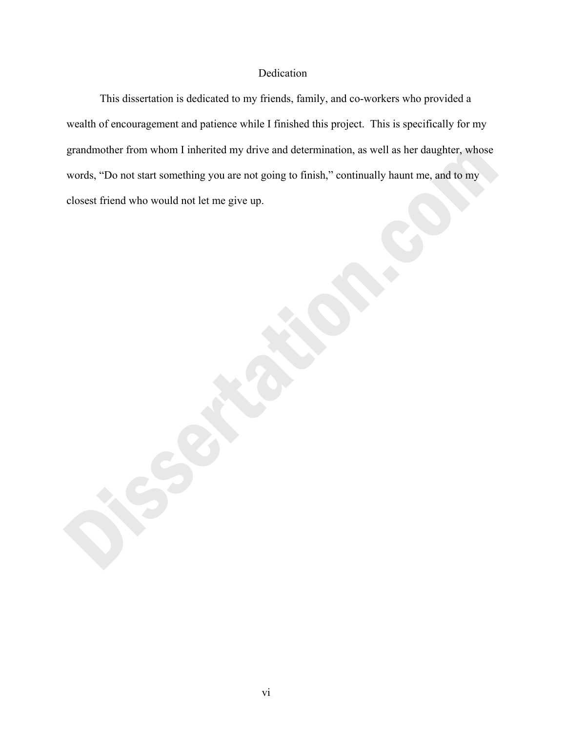# Dedication

This dissertation is dedicated to my friends, family, and co-workers who provided a wealth of encouragement and patience while I finished this project. This is specifically for my grandmother from whom I inherited my drive and determination, as well as her daughter, whose words, "Do not start something you are not going to finish," continually haunt me, and to my closest friend who would not let me give up.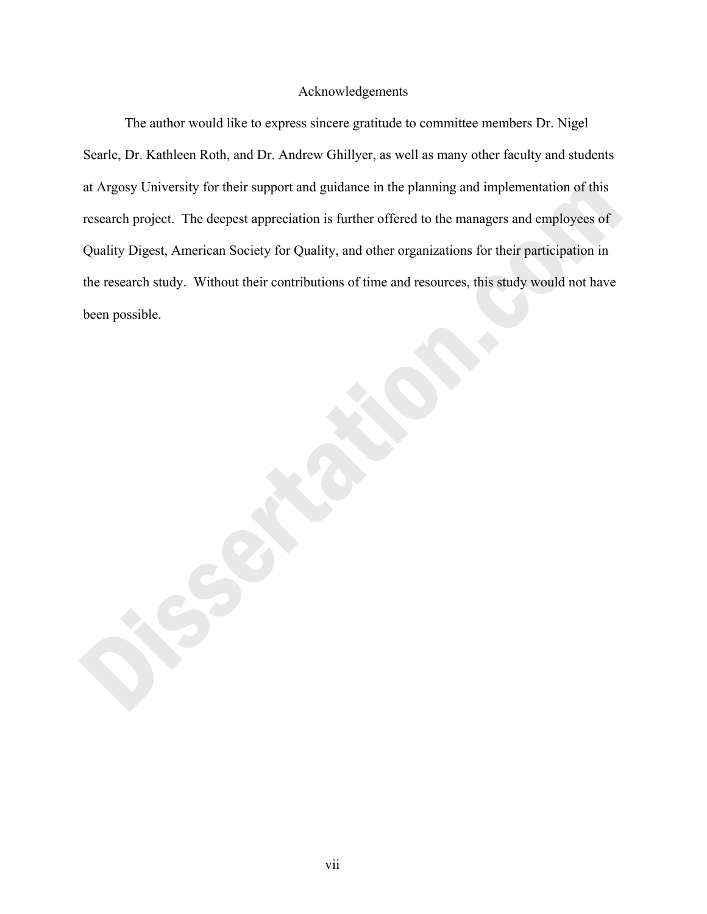# Acknowledgements

The author would like to express sincere gratitude to committee members Dr. Nigel Searle, Dr. Kathleen Roth, and Dr. Andrew Ghillyer, as well as many other faculty and students at Argosy University for their support and guidance in the planning and implementation of this research project. The deepest appreciation is further offered to the managers and employees of Quality Digest, American Society for Quality, and other organizations for their participation in the research study. Without their contributions of time and resources, this study would not have been possible.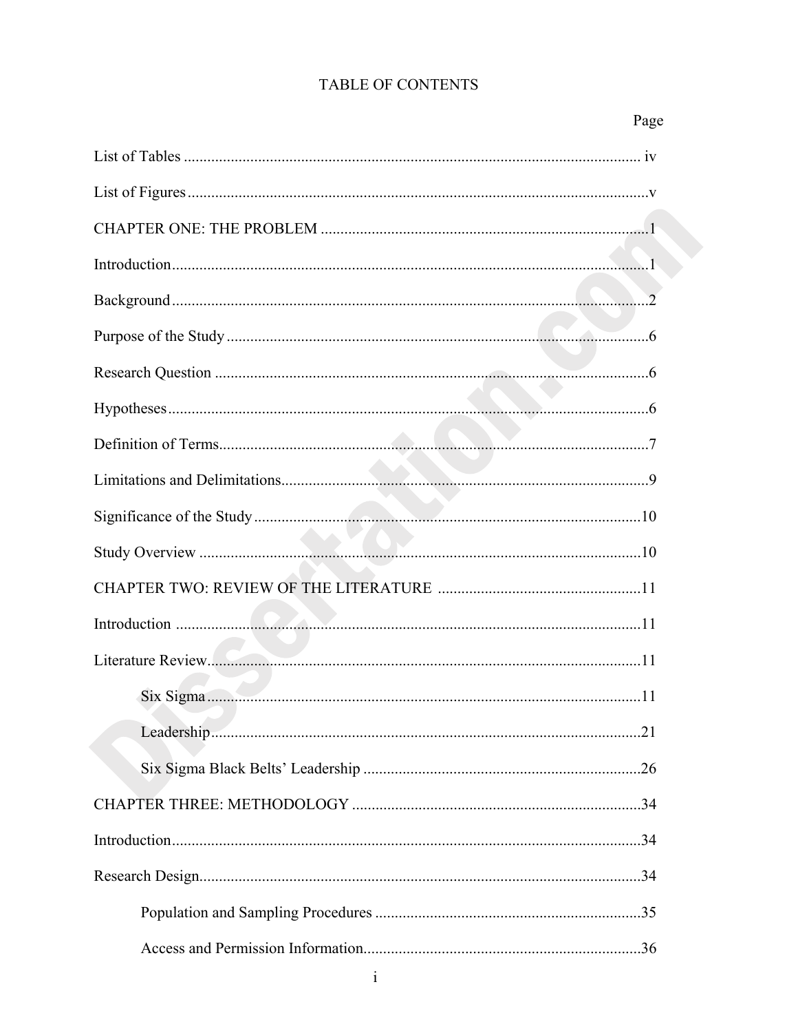# TABLE OF CONTENTS

| | Page |
|---|---|
| List of Tables | iv |
| List of Figures | v |
| CHAPTER ONE: THE PROBLEM | 1 |
| Introduction | 1 |
| Background | 2 |
| Purpose of the Study | 6 |
| Research Question | 6 |
| Hypotheses | 6 |
| Definition of Terms | 7 |
| Limitations and Delimitations | 9 |
| Significance of the Study | 10 |
| Study Overview | 10 |
| CHAPTER TWO: REVIEW OF THE LITERATURE | 11 |
| Introduction | 11 |
| Literature Review | 11 |
| Six Sigma | 11 |
| Leadership | 21 |
| Six Sigma Black Belts' Leadership | 26 |
| CHAPTER THREE: METHODOLOGY | 34 |
| Introduction | 34 |
| Research Design | 34 |
| Population and Sampling Procedures | 35 |
| Access and Permission Information | 36 |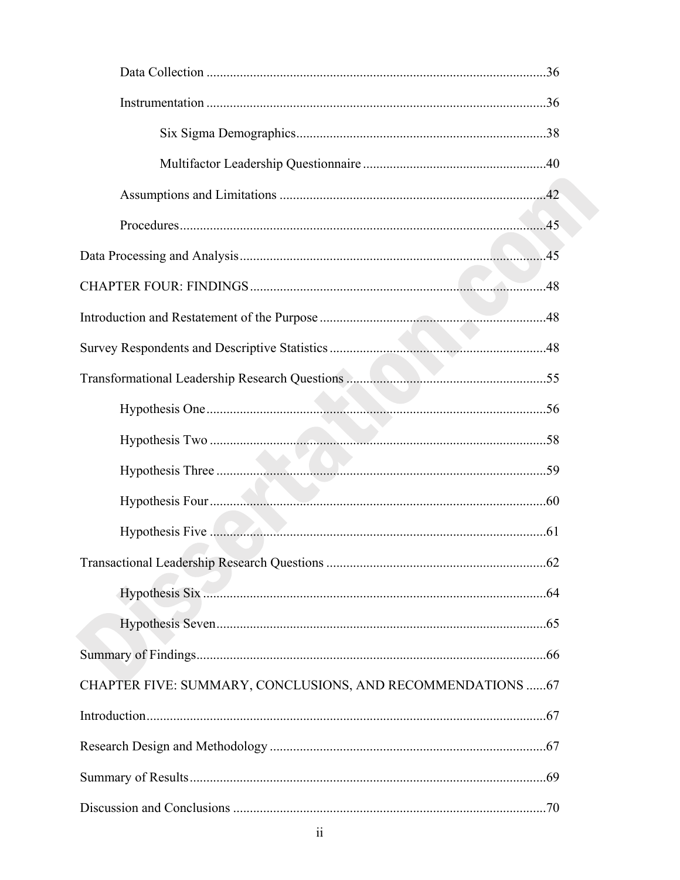Data Collection .....................................................................................................36

Instrumentation .....................................................................................................36

Six Sigma Demographics..........................................................................38

Multifactor Leadership Questionnaire ......................................................40

Assumptions and Limitations ...............................................................................42

Procedures.............................................................................................................45

Data Processing and Analysis...........................................................................................45

CHAPTER FOUR: FINDINGS........................................................................................48

Introduction and Restatement of the Purpose ...................................................................48

Survey Respondents and Descriptive Statistics ................................................................48

Transformational Leadership Research Questions ...........................................................55

Hypothesis One.....................................................................................................56

Hypothesis Two ....................................................................................................58

Hypothesis Three ..................................................................................................59

Hypothesis Four....................................................................................................60

Hypothesis Five ....................................................................................................61

Transactional Leadership Research Questions .................................................................62

Hypothesis Six ......................................................................................................64

Hypothesis Seven..................................................................................................65

Summary of Findings........................................................................................................66

CHAPTER FIVE: SUMMARY, CONCLUSIONS, AND RECOMMENDATIONS ......67

Introduction.......................................................................................................................67

Research Design and Methodology ..................................................................................67

Summary of Results..........................................................................................................69

Discussion and Conclusions .............................................................................................70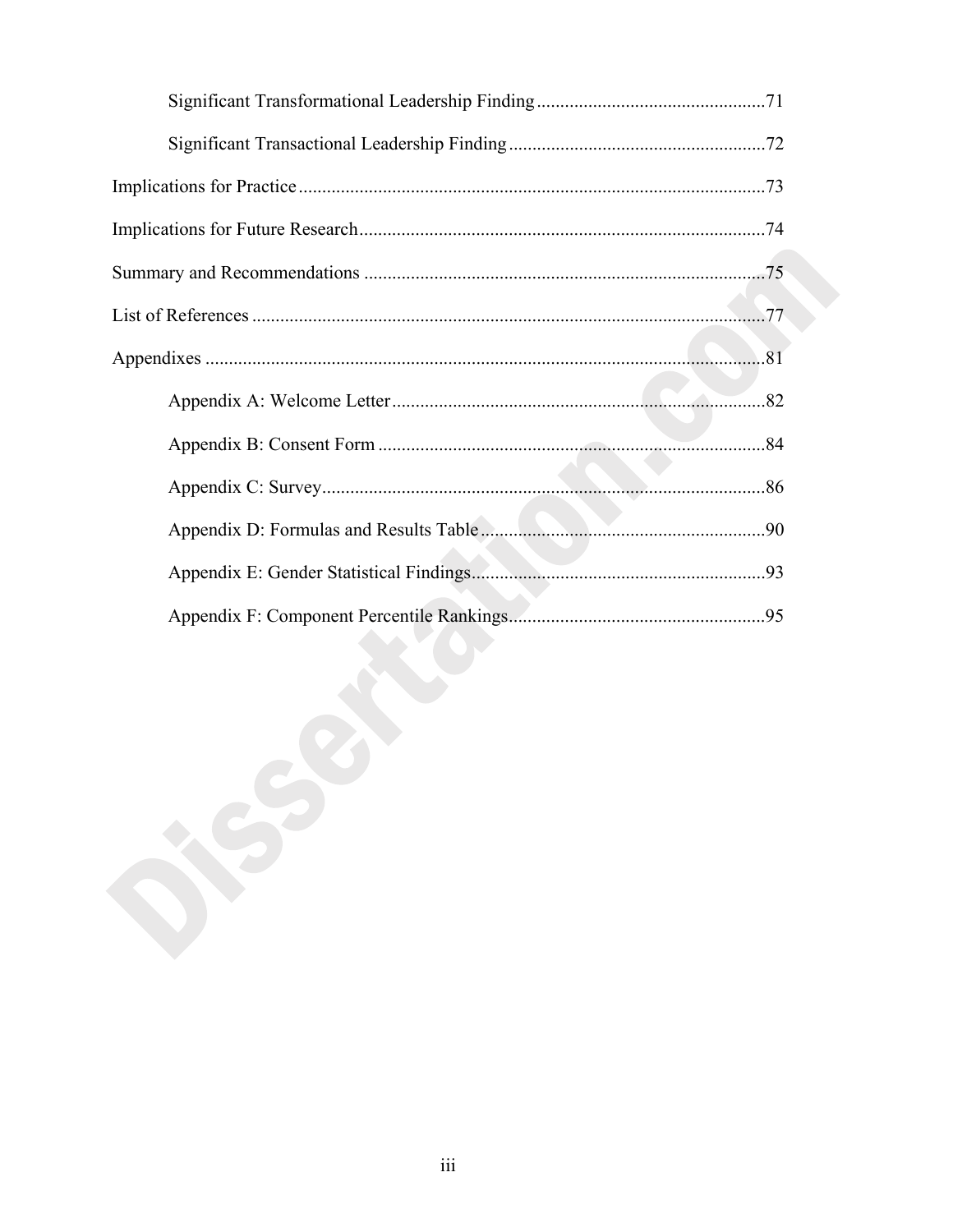Significant Transformational Leadership Finding ....................................................71

Significant Transactional Leadership Finding ..........................................................72

Implications for Practice ....................................................................................................73

Implications for Future Research........................................................................................74

Summary and Recommendations .......................................................................................75

List of References ...............................................................................................................77

Appendixes .........................................................................................................................81

Appendix A: Welcome Letter ..................................................................................82

Appendix B: Consent Form .....................................................................................84

Appendix C: Survey.................................................................................................86

Appendix D: Formulas and Results Table ...............................................................90

Appendix E: Gender Statistical Findings.................................................................93

Appendix F: Component Percentile Rankings.........................................................95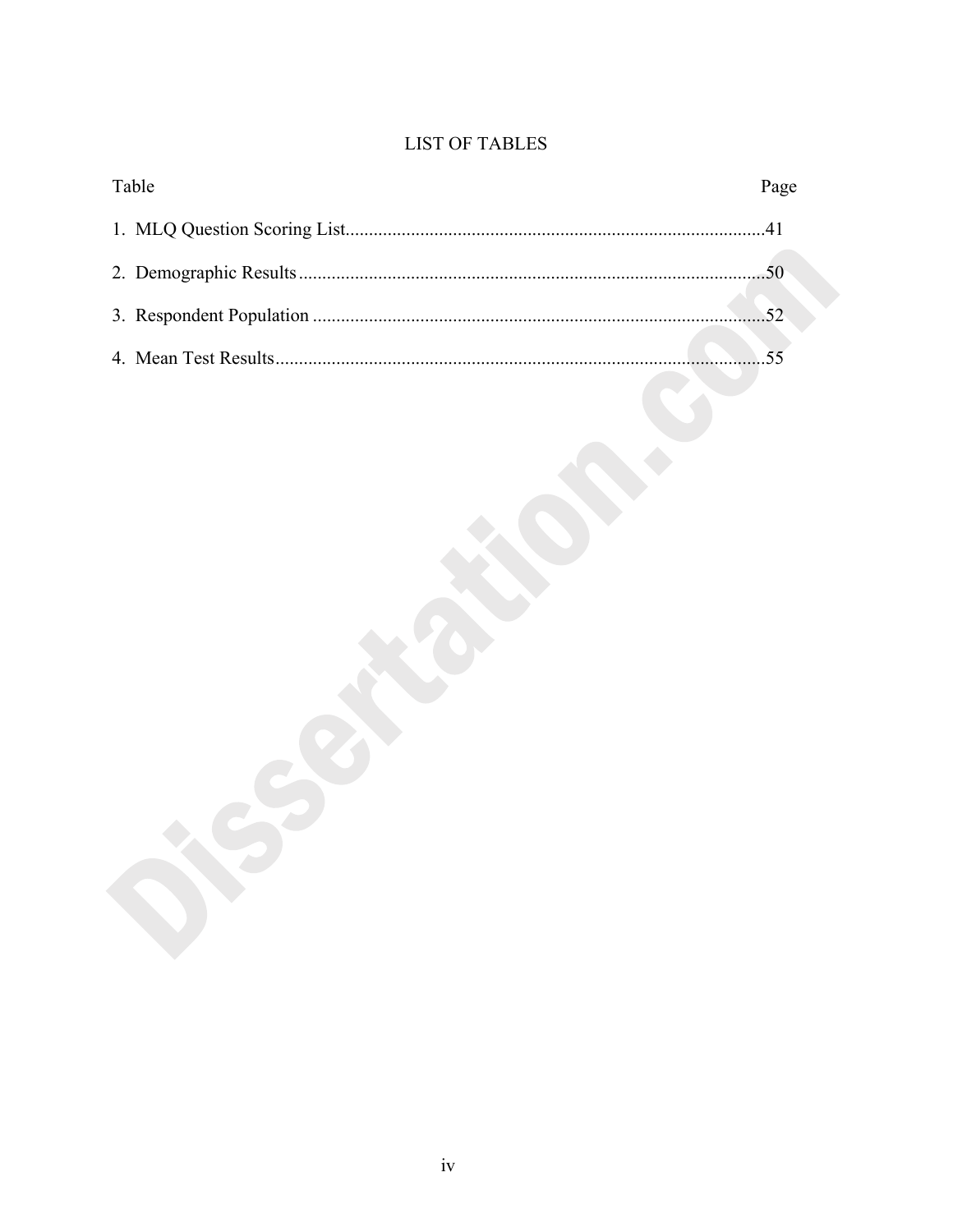# LIST OF TABLES

| Table | Page |
|---|---|
| 1. MLQ Question Scoring List | 41 |
| 2. Demographic Results | 50 |
| 3. Respondent Population | 52 |
| 4. Mean Test Results | 55 |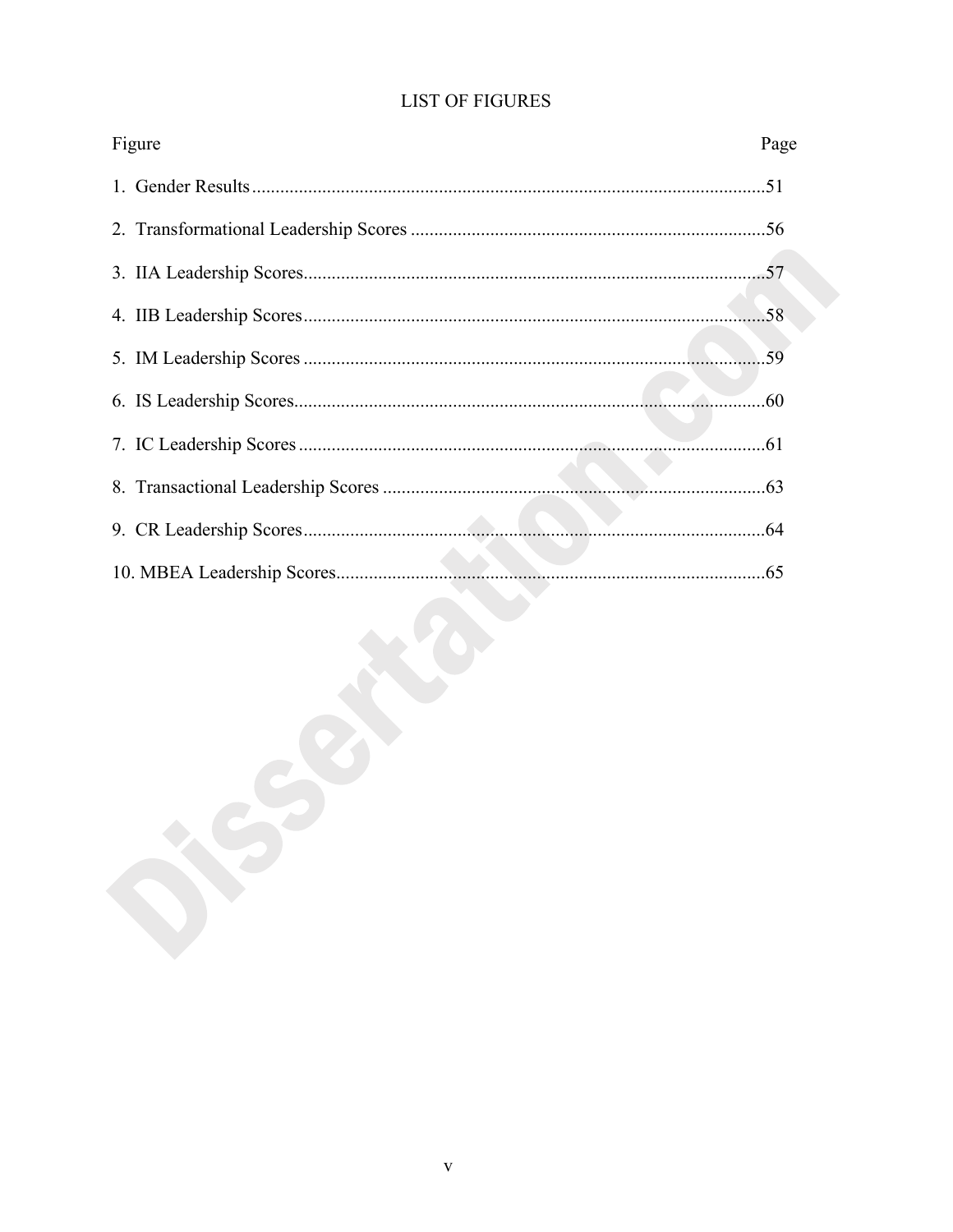# LIST OF FIGURES

| Figure | Page |
|---|---|
| 1. Gender Results | 51 |
| 2. Transformational Leadership Scores | 56 |
| 3. IIA Leadership Scores | 57 |
| 4. IIB Leadership Scores | 58 |
| 5. IM Leadership Scores | 59 |
| 6. IS Leadership Scores | 60 |
| 7. IC Leadership Scores | 61 |
| 8. Transactional Leadership Scores | 63 |
| 9. CR Leadership Scores | 64 |
| 10. MBEA Leadership Scores | 65 |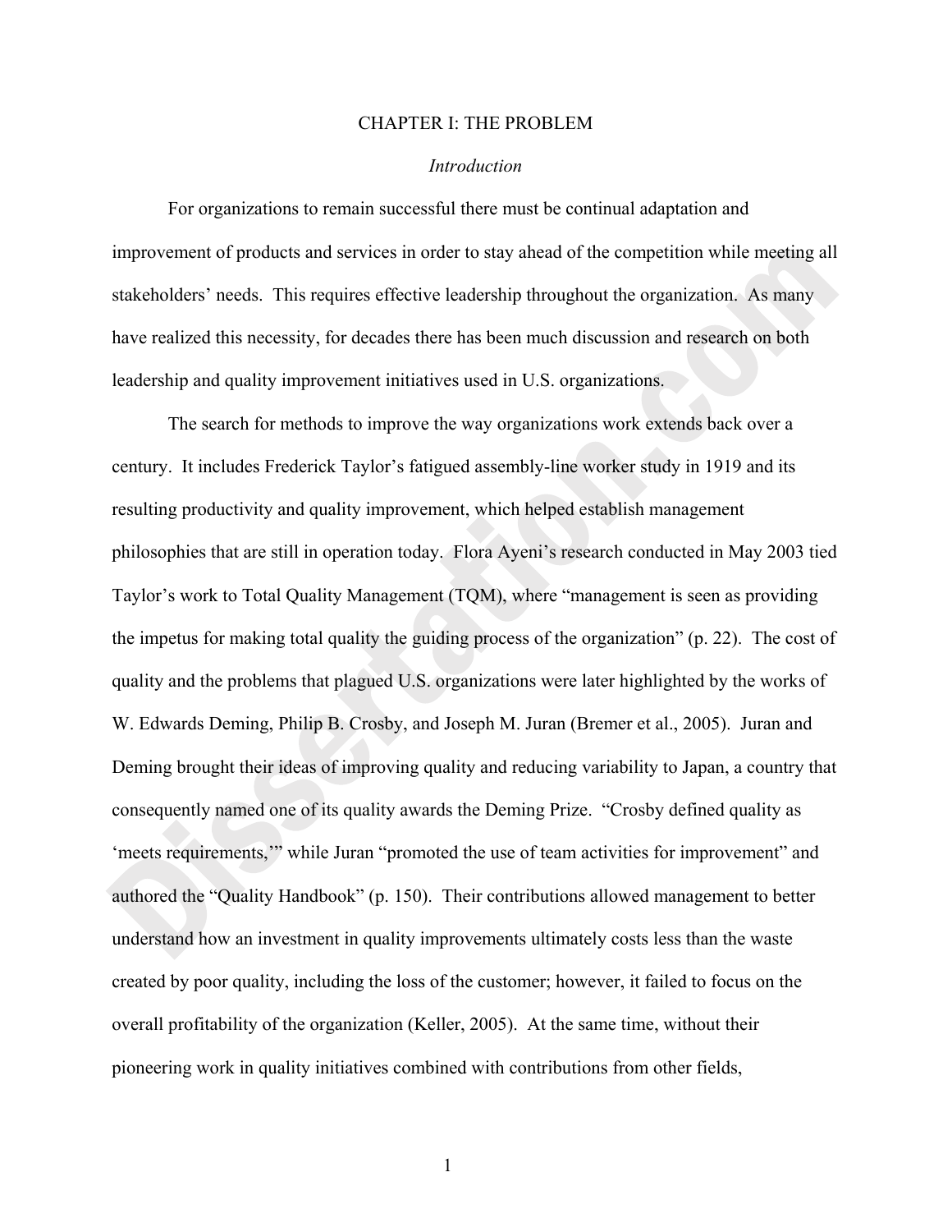# CHAPTER I: THE PROBLEM

## *Introduction*

For organizations to remain successful there must be continual adaptation and improvement of products and services in order to stay ahead of the competition while meeting all stakeholders' needs. This requires effective leadership throughout the organization. As many have realized this necessity, for decades there has been much discussion and research on both leadership and quality improvement initiatives used in U.S. organizations.

The search for methods to improve the way organizations work extends back over a century. It includes Frederick Taylor's fatigued assembly-line worker study in 1919 and its resulting productivity and quality improvement, which helped establish management philosophies that are still in operation today. Flora Ayeni's research conducted in May 2003 tied Taylor's work to Total Quality Management (TQM), where "management is seen as providing the impetus for making total quality the guiding process of the organization" (p. 22). The cost of quality and the problems that plagued U.S. organizations were later highlighted by the works of W. Edwards Deming, Philip B. Crosby, and Joseph M. Juran (Bremer et al., 2005). Juran and Deming brought their ideas of improving quality and reducing variability to Japan, a country that consequently named one of its quality awards the Deming Prize. "Crosby defined quality as 'meets requirements,'" while Juran "promoted the use of team activities for improvement" and authored the "Quality Handbook" (p. 150). Their contributions allowed management to better understand how an investment in quality improvements ultimately costs less than the waste created by poor quality, including the loss of the customer; however, it failed to focus on the overall profitability of the organization (Keller, 2005). At the same time, without their pioneering work in quality initiatives combined with contributions from other fields,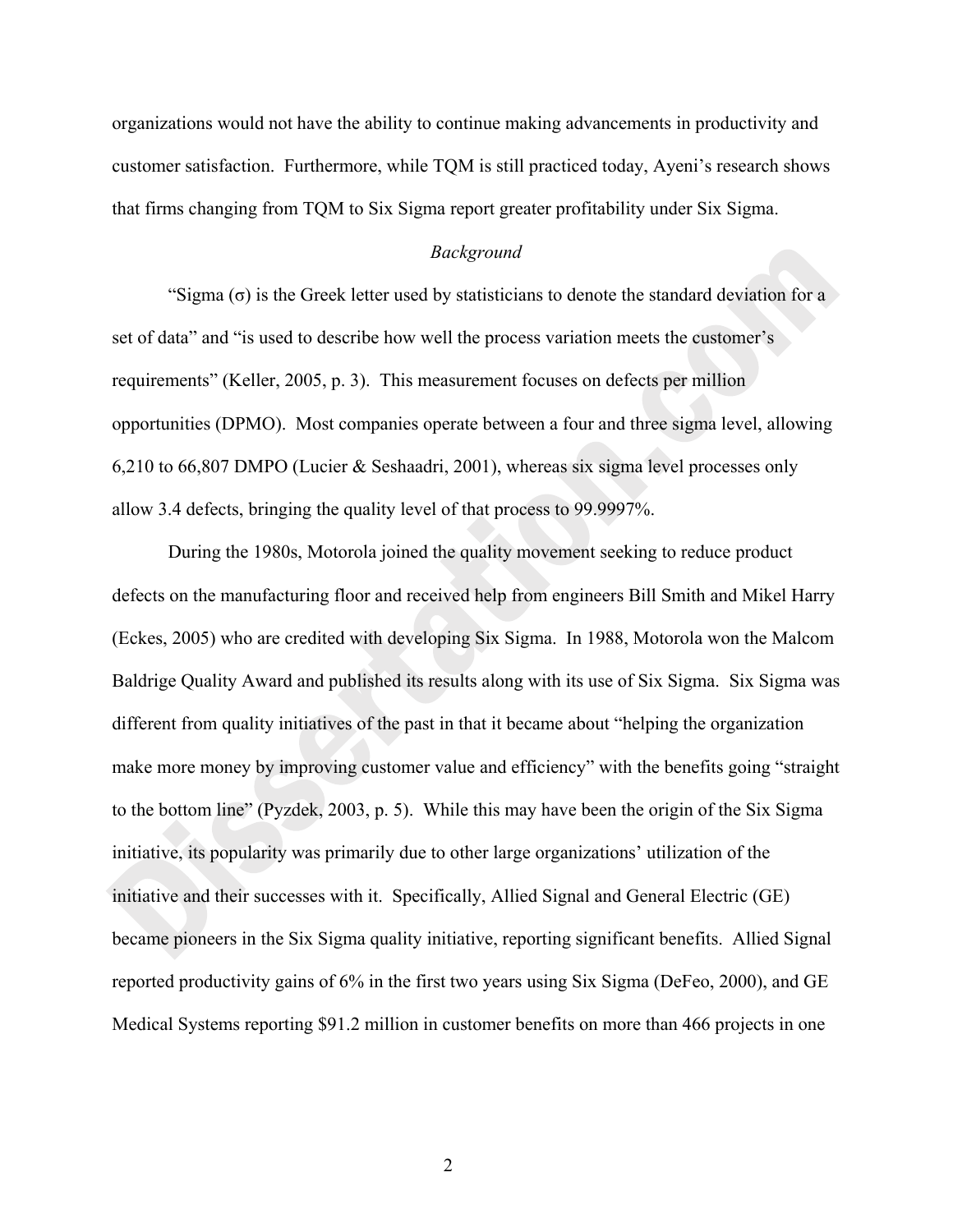organizations would not have the ability to continue making advancements in productivity and customer satisfaction. Furthermore, while TQM is still practiced today, Ayeni's research shows that firms changing from TQM to Six Sigma report greater profitability under Six Sigma.

### *Background*

"Sigma (σ) is the Greek letter used by statisticians to denote the standard deviation for a set of data" and "is used to describe how well the process variation meets the customer's requirements" (Keller, 2005, p. 3). This measurement focuses on defects per million opportunities (DPMO). Most companies operate between a four and three sigma level, allowing 6,210 to 66,807 DMPO (Lucier & Seshaadri, 2001), whereas six sigma level processes only allow 3.4 defects, bringing the quality level of that process to 99.9997%.

During the 1980s, Motorola joined the quality movement seeking to reduce product defects on the manufacturing floor and received help from engineers Bill Smith and Mikel Harry (Eckes, 2005) who are credited with developing Six Sigma. In 1988, Motorola won the Malcom Baldrige Quality Award and published its results along with its use of Six Sigma. Six Sigma was different from quality initiatives of the past in that it became about "helping the organization make more money by improving customer value and efficiency" with the benefits going "straight to the bottom line" (Pyzdek, 2003, p. 5). While this may have been the origin of the Six Sigma initiative, its popularity was primarily due to other large organizations' utilization of the initiative and their successes with it. Specifically, Allied Signal and General Electric (GE) became pioneers in the Six Sigma quality initiative, reporting significant benefits. Allied Signal reported productivity gains of 6% in the first two years using Six Sigma (DeFeo, 2000), and GE Medical Systems reporting $91.2 million in customer benefits on more than 466 projects in one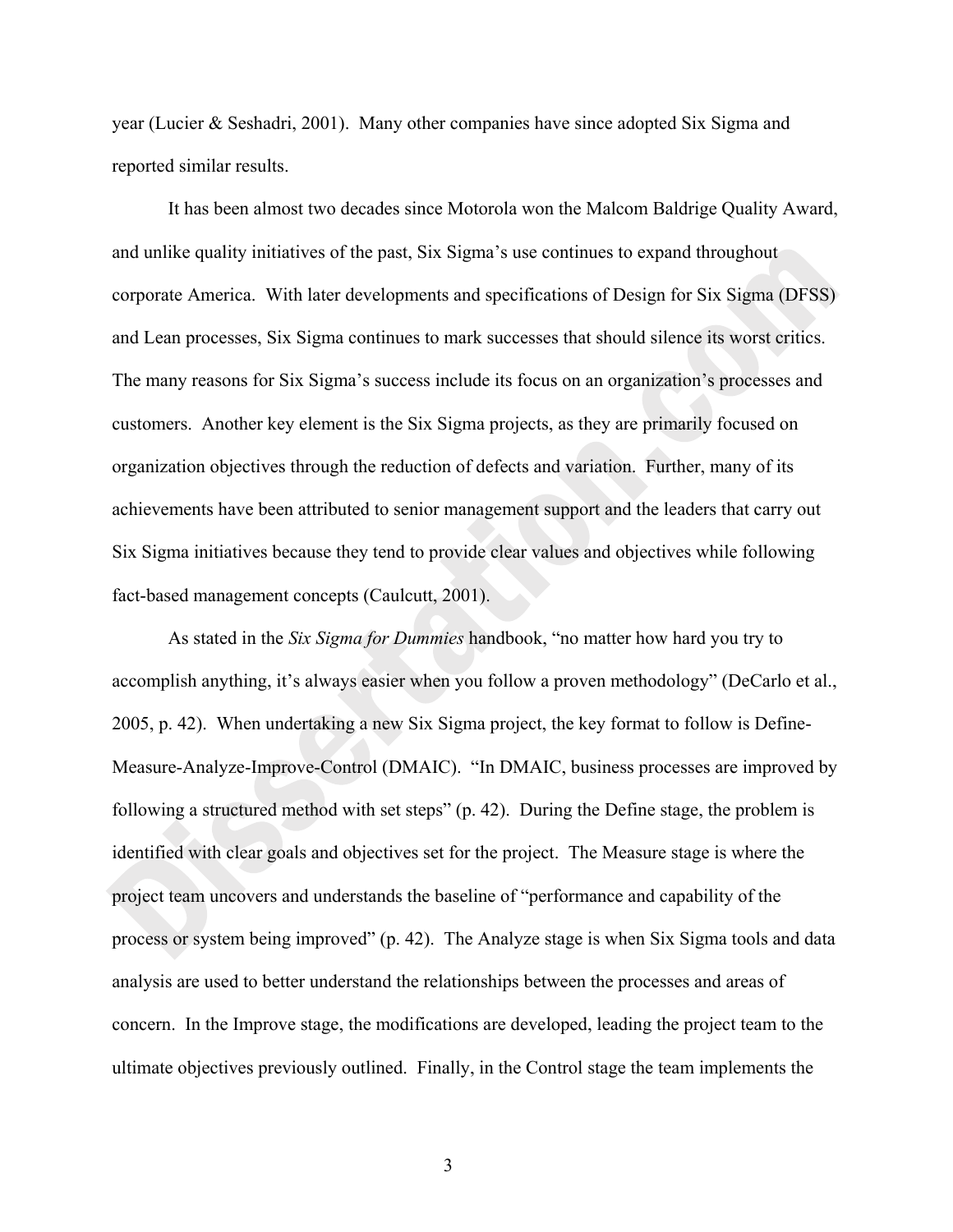year (Lucier & Seshadri, 2001). Many other companies have since adopted Six Sigma and reported similar results.

It has been almost two decades since Motorola won the Malcom Baldrige Quality Award, and unlike quality initiatives of the past, Six Sigma's use continues to expand throughout corporate America. With later developments and specifications of Design for Six Sigma (DFSS) and Lean processes, Six Sigma continues to mark successes that should silence its worst critics. The many reasons for Six Sigma's success include its focus on an organization's processes and customers. Another key element is the Six Sigma projects, as they are primarily focused on organization objectives through the reduction of defects and variation. Further, many of its achievements have been attributed to senior management support and the leaders that carry out Six Sigma initiatives because they tend to provide clear values and objectives while following fact-based management concepts (Caulcutt, 2001).

As stated in the *Six Sigma for Dummies* handbook, "no matter how hard you try to accomplish anything, it's always easier when you follow a proven methodology" (DeCarlo et al., 2005, p. 42). When undertaking a new Six Sigma project, the key format to follow is Define-Measure-Analyze-Improve-Control (DMAIC). "In DMAIC, business processes are improved by following a structured method with set steps" (p. 42). During the Define stage, the problem is identified with clear goals and objectives set for the project. The Measure stage is where the project team uncovers and understands the baseline of "performance and capability of the process or system being improved" (p. 42). The Analyze stage is when Six Sigma tools and data analysis are used to better understand the relationships between the processes and areas of concern. In the Improve stage, the modifications are developed, leading the project team to the ultimate objectives previously outlined. Finally, in the Control stage the team implements the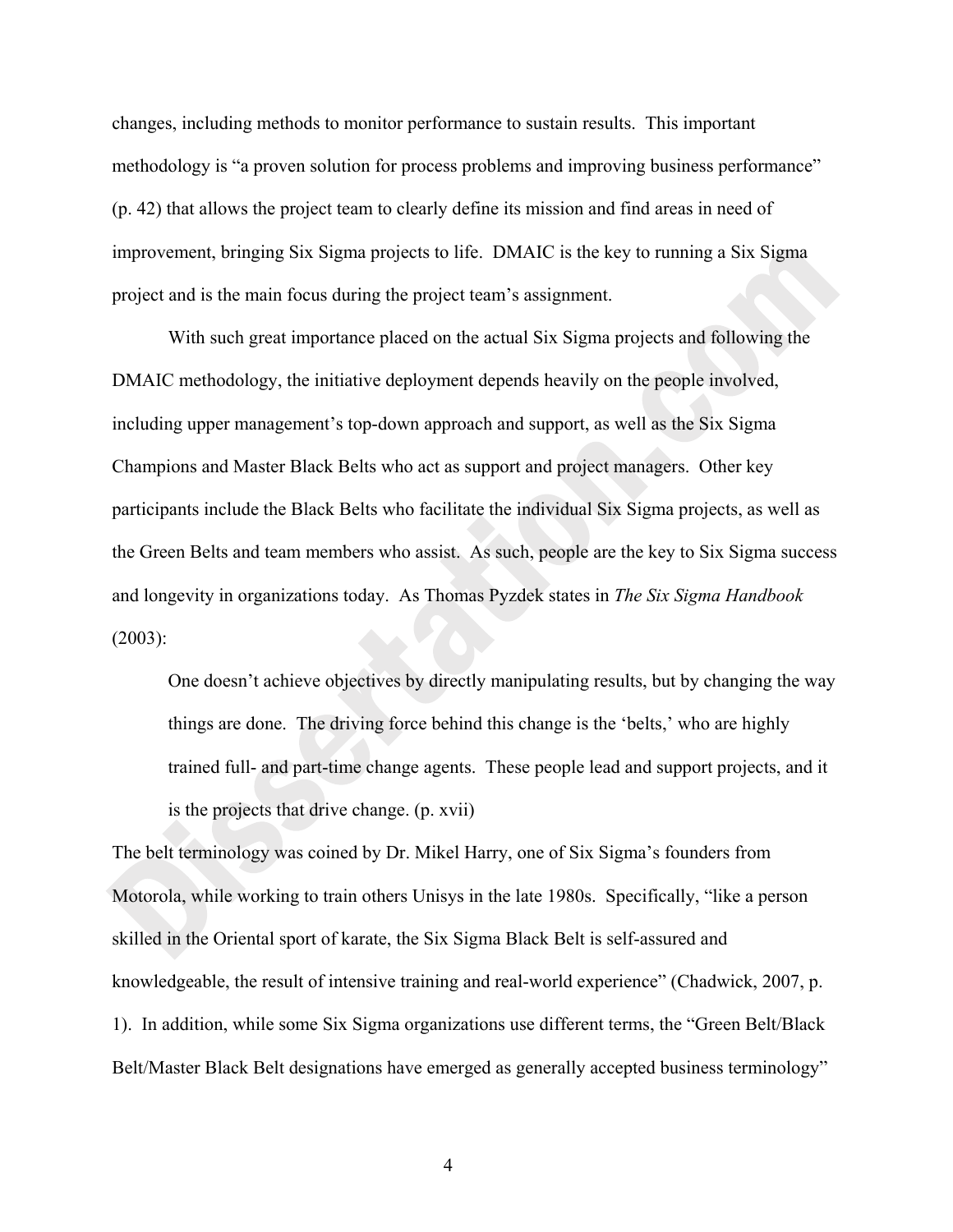changes, including methods to monitor performance to sustain results. This important methodology is "a proven solution for process problems and improving business performance" (p. 42) that allows the project team to clearly define its mission and find areas in need of improvement, bringing Six Sigma projects to life. DMAIC is the key to running a Six Sigma project and is the main focus during the project team's assignment.

With such great importance placed on the actual Six Sigma projects and following the DMAIC methodology, the initiative deployment depends heavily on the people involved, including upper management's top-down approach and support, as well as the Six Sigma Champions and Master Black Belts who act as support and project managers. Other key participants include the Black Belts who facilitate the individual Six Sigma projects, as well as the Green Belts and team members who assist. As such, people are the key to Six Sigma success and longevity in organizations today. As Thomas Pyzdek states in *The Six Sigma Handbook* (2003):

> One doesn't achieve objectives by directly manipulating results, but by changing the way things are done. The driving force behind this change is the 'belts,' who are highly trained full- and part-time change agents. These people lead and support projects, and it is the projects that drive change. (p. xvii)

The belt terminology was coined by Dr. Mikel Harry, one of Six Sigma's founders from Motorola, while working to train others Unisys in the late 1980s. Specifically, "like a person skilled in the Oriental sport of karate, the Six Sigma Black Belt is self-assured and knowledgeable, the result of intensive training and real-world experience" (Chadwick, 2007, p. 1). In addition, while some Six Sigma organizations use different terms, the "Green Belt/Black Belt/Master Black Belt designations have emerged as generally accepted business terminology"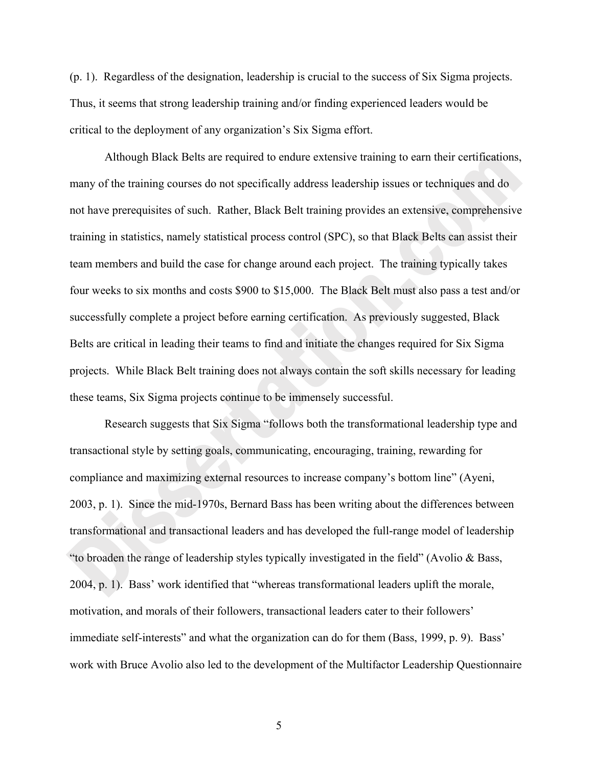(p. 1). Regardless of the designation, leadership is crucial to the success of Six Sigma projects. Thus, it seems that strong leadership training and/or finding experienced leaders would be critical to the deployment of any organization's Six Sigma effort.

Although Black Belts are required to endure extensive training to earn their certifications, many of the training courses do not specifically address leadership issues or techniques and do not have prerequisites of such. Rather, Black Belt training provides an extensive, comprehensive training in statistics, namely statistical process control (SPC), so that Black Belts can assist their team members and build the case for change around each project. The training typically takes four weeks to six months and costs $900 to $15,000. The Black Belt must also pass a test and/or successfully complete a project before earning certification. As previously suggested, Black Belts are critical in leading their teams to find and initiate the changes required for Six Sigma projects. While Black Belt training does not always contain the soft skills necessary for leading these teams, Six Sigma projects continue to be immensely successful.

Research suggests that Six Sigma "follows both the transformational leadership type and transactional style by setting goals, communicating, encouraging, training, rewarding for compliance and maximizing external resources to increase company's bottom line" (Ayeni, 2003, p. 1). Since the mid-1970s, Bernard Bass has been writing about the differences between transformational and transactional leaders and has developed the full-range model of leadership "to broaden the range of leadership styles typically investigated in the field" (Avolio & Bass, 2004, p. 1). Bass' work identified that "whereas transformational leaders uplift the morale, motivation, and morals of their followers, transactional leaders cater to their followers' immediate self-interests" and what the organization can do for them (Bass, 1999, p. 9). Bass' work with Bruce Avolio also led to the development of the Multifactor Leadership Questionnaire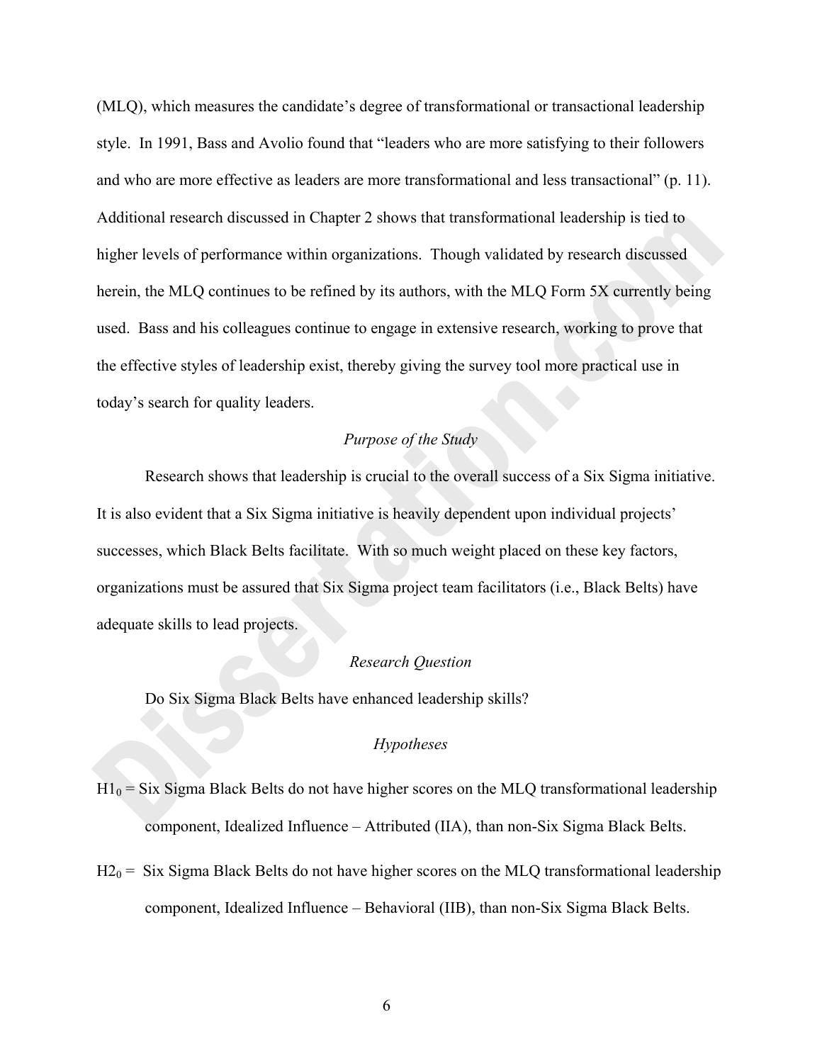(MLQ), which measures the candidate's degree of transformational or transactional leadership style. In 1991, Bass and Avolio found that "leaders who are more satisfying to their followers and who are more effective as leaders are more transformational and less transactional" (p. 11). Additional research discussed in Chapter 2 shows that transformational leadership is tied to higher levels of performance within organizations. Though validated by research discussed herein, the MLQ continues to be refined by its authors, with the MLQ Form 5X currently being used. Bass and his colleagues continue to engage in extensive research, working to prove that the effective styles of leadership exist, thereby giving the survey tool more practical use in today's search for quality leaders.

*Purpose of the Study*

Research shows that leadership is crucial to the overall success of a Six Sigma initiative. It is also evident that a Six Sigma initiative is heavily dependent upon individual projects' successes, which Black Belts facilitate. With so much weight placed on these key factors, organizations must be assured that Six Sigma project team facilitators (i.e., Black Belts) have adequate skills to lead projects.

*Research Question*

Do Six Sigma Black Belts have enhanced leadership skills?

*Hypotheses*

$H1_0$ = Six Sigma Black Belts do not have higher scores on the MLQ transformational leadership component, Idealized Influence – Attributed (IIA), than non-Six Sigma Black Belts.

$H2_0$ = Six Sigma Black Belts do not have higher scores on the MLQ transformational leadership component, Idealized Influence – Behavioral (IIB), than non-Six Sigma Black Belts.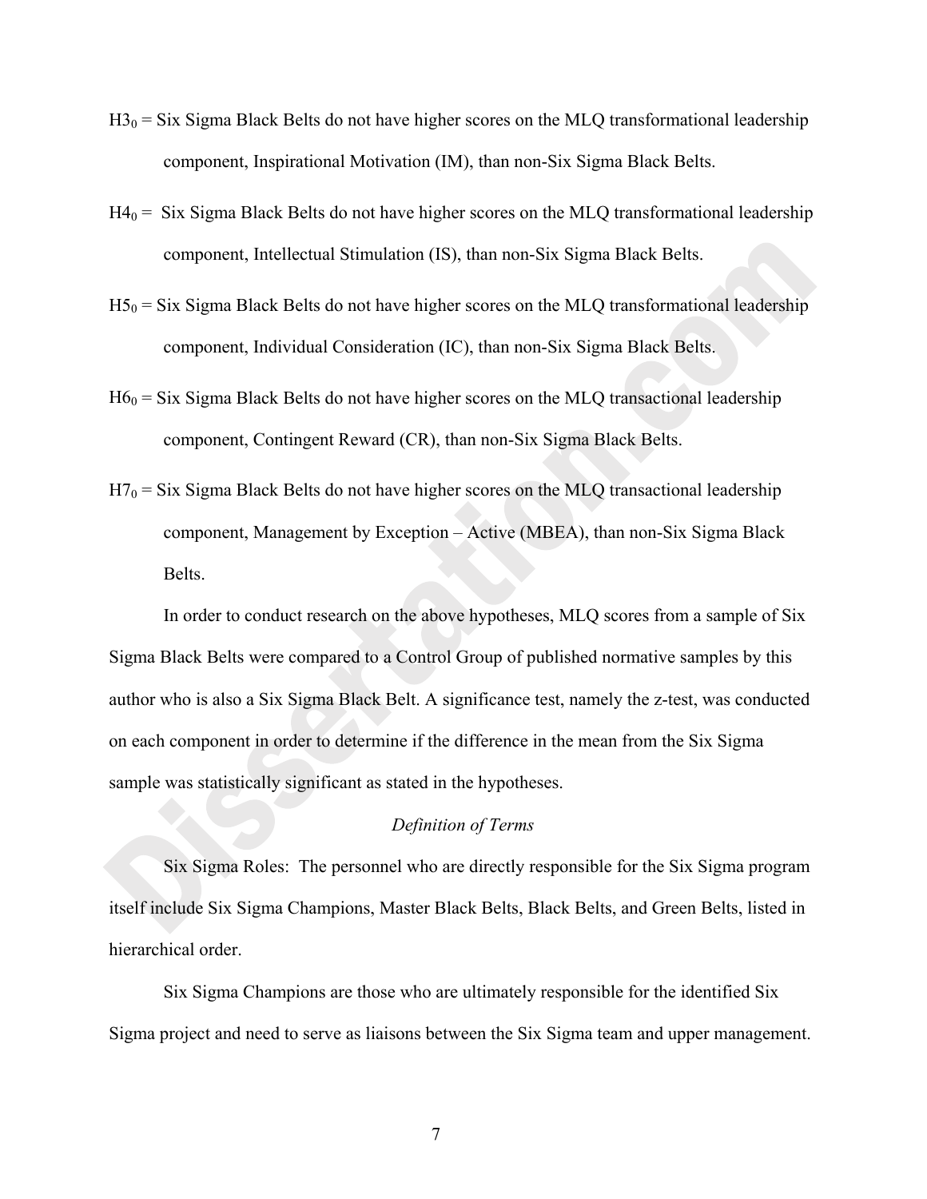$H3_0$ = Six Sigma Black Belts do not have higher scores on the MLQ transformational leadership component, Inspirational Motivation (IM), than non-Six Sigma Black Belts.

$H4_0$ = Six Sigma Black Belts do not have higher scores on the MLQ transformational leadership component, Intellectual Stimulation (IS), than non-Six Sigma Black Belts.

$H5_0$ = Six Sigma Black Belts do not have higher scores on the MLQ transformational leadership component, Individual Consideration (IC), than non-Six Sigma Black Belts.

$H6_0$ = Six Sigma Black Belts do not have higher scores on the MLQ transactional leadership component, Contingent Reward (CR), than non-Six Sigma Black Belts.

$H7_0$ = Six Sigma Black Belts do not have higher scores on the MLQ transactional leadership component, Management by Exception – Active (MBEA), than non-Six Sigma Black Belts.

In order to conduct research on the above hypotheses, MLQ scores from a sample of Six Sigma Black Belts were compared to a Control Group of published normative samples by this author who is also a Six Sigma Black Belt. A significance test, namely the z-test, was conducted on each component in order to determine if the difference in the mean from the Six Sigma sample was statistically significant as stated in the hypotheses.

*Definition of Terms*

Six Sigma Roles: The personnel who are directly responsible for the Six Sigma program itself include Six Sigma Champions, Master Black Belts, Black Belts, and Green Belts, listed in hierarchical order.

Six Sigma Champions are those who are ultimately responsible for the identified Six Sigma project and need to serve as liaisons between the Six Sigma team and upper management.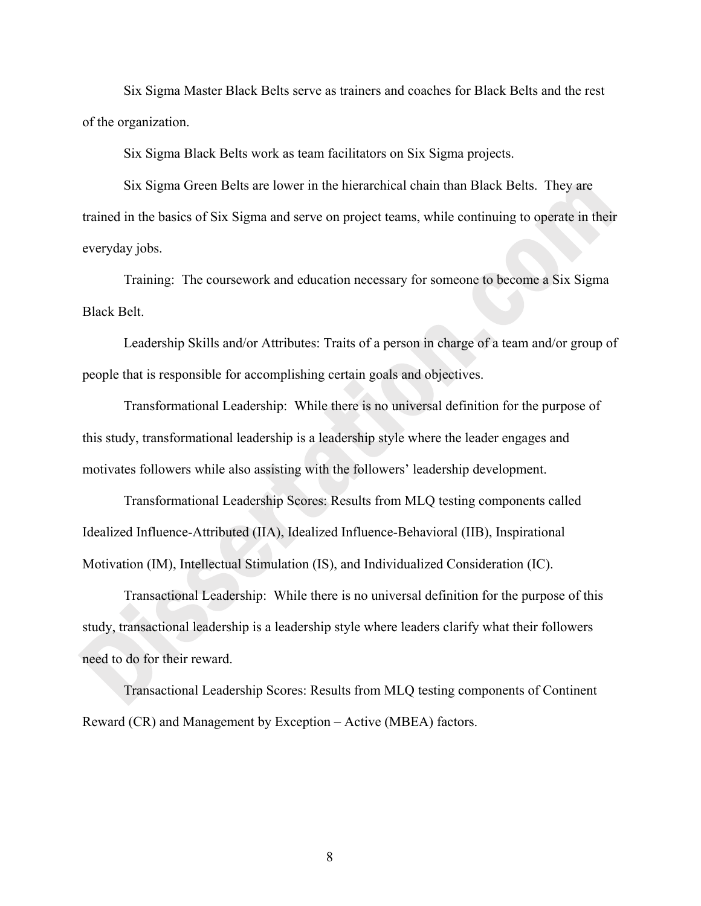Six Sigma Master Black Belts serve as trainers and coaches for Black Belts and the rest of the organization.

Six Sigma Black Belts work as team facilitators on Six Sigma projects.

Six Sigma Green Belts are lower in the hierarchical chain than Black Belts. They are trained in the basics of Six Sigma and serve on project teams, while continuing to operate in their everyday jobs.

Training: The coursework and education necessary for someone to become a Six Sigma Black Belt.

Leadership Skills and/or Attributes: Traits of a person in charge of a team and/or group of people that is responsible for accomplishing certain goals and objectives.

Transformational Leadership: While there is no universal definition for the purpose of this study, transformational leadership is a leadership style where the leader engages and motivates followers while also assisting with the followers' leadership development.

Transformational Leadership Scores: Results from MLQ testing components called Idealized Influence-Attributed (IIA), Idealized Influence-Behavioral (IIB), Inspirational Motivation (IM), Intellectual Stimulation (IS), and Individualized Consideration (IC).

Transactional Leadership: While there is no universal definition for the purpose of this study, transactional leadership is a leadership style where leaders clarify what their followers need to do for their reward.

Transactional Leadership Scores: Results from MLQ testing components of Continent Reward (CR) and Management by Exception – Active (MBEA) factors.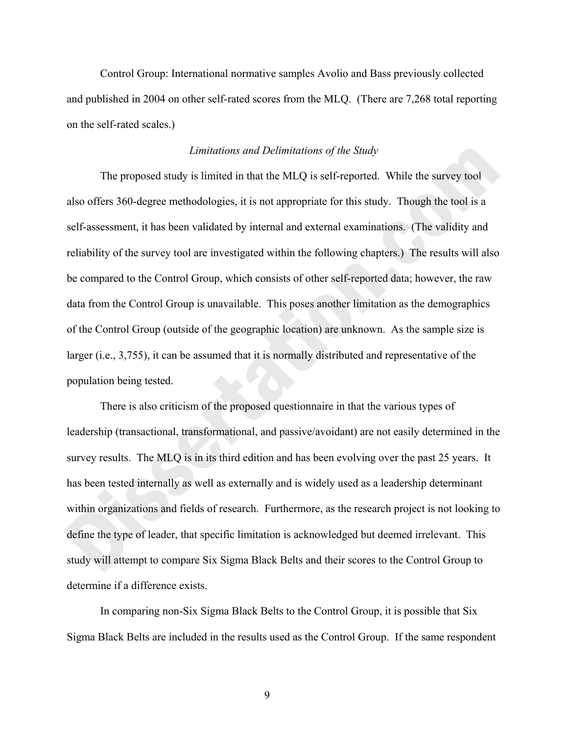Control Group: International normative samples Avolio and Bass previously collected and published in 2004 on other self-rated scores from the MLQ. (There are 7,268 total reporting on the self-rated scales.)

### *Limitations and Delimitations of the Study*

The proposed study is limited in that the MLQ is self-reported. While the survey tool also offers 360-degree methodologies, it is not appropriate for this study. Though the tool is a self-assessment, it has been validated by internal and external examinations. (The validity and reliability of the survey tool are investigated within the following chapters.) The results will also be compared to the Control Group, which consists of other self-reported data; however, the raw data from the Control Group is unavailable. This poses another limitation as the demographics of the Control Group (outside of the geographic location) are unknown. As the sample size is larger (i.e., 3,755), it can be assumed that it is normally distributed and representative of the population being tested.

There is also criticism of the proposed questionnaire in that the various types of leadership (transactional, transformational, and passive/avoidant) are not easily determined in the survey results. The MLQ is in its third edition and has been evolving over the past 25 years. It has been tested internally as well as externally and is widely used as a leadership determinant within organizations and fields of research. Furthermore, as the research project is not looking to define the type of leader, that specific limitation is acknowledged but deemed irrelevant. This study will attempt to compare Six Sigma Black Belts and their scores to the Control Group to determine if a difference exists.

In comparing non-Six Sigma Black Belts to the Control Group, it is possible that Six Sigma Black Belts are included in the results used as the Control Group. If the same respondent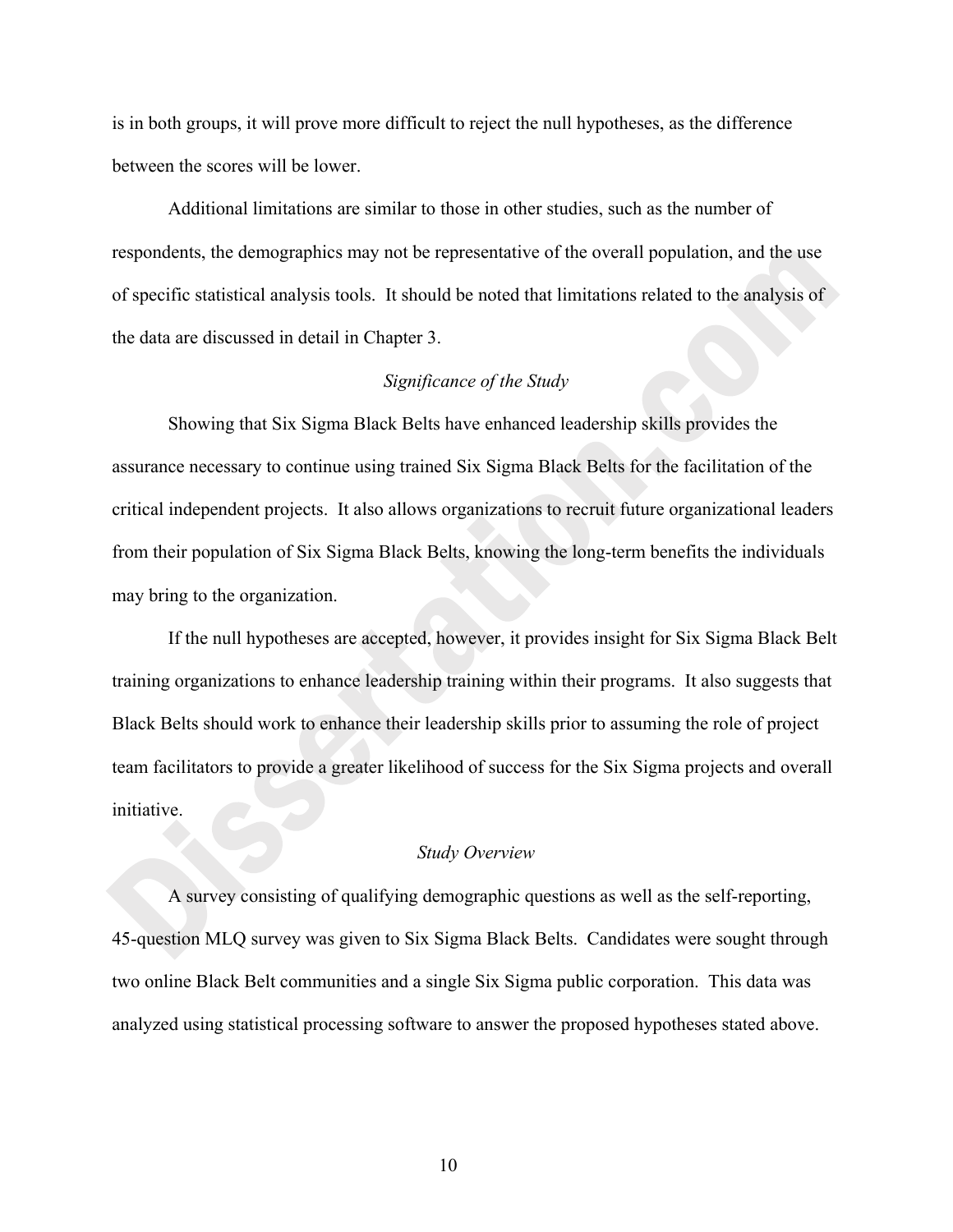is in both groups, it will prove more difficult to reject the null hypotheses, as the difference between the scores will be lower.

Additional limitations are similar to those in other studies, such as the number of respondents, the demographics may not be representative of the overall population, and the use of specific statistical analysis tools. It should be noted that limitations related to the analysis of the data are discussed in detail in Chapter 3.

### *Significance of the Study*

Showing that Six Sigma Black Belts have enhanced leadership skills provides the assurance necessary to continue using trained Six Sigma Black Belts for the facilitation of the critical independent projects. It also allows organizations to recruit future organizational leaders from their population of Six Sigma Black Belts, knowing the long-term benefits the individuals may bring to the organization.

If the null hypotheses are accepted, however, it provides insight for Six Sigma Black Belt training organizations to enhance leadership training within their programs. It also suggests that Black Belts should work to enhance their leadership skills prior to assuming the role of project team facilitators to provide a greater likelihood of success for the Six Sigma projects and overall initiative.

### *Study Overview*

A survey consisting of qualifying demographic questions as well as the self-reporting, 45-question MLQ survey was given to Six Sigma Black Belts. Candidates were sought through two online Black Belt communities and a single Six Sigma public corporation. This data was analyzed using statistical processing software to answer the proposed hypotheses stated above.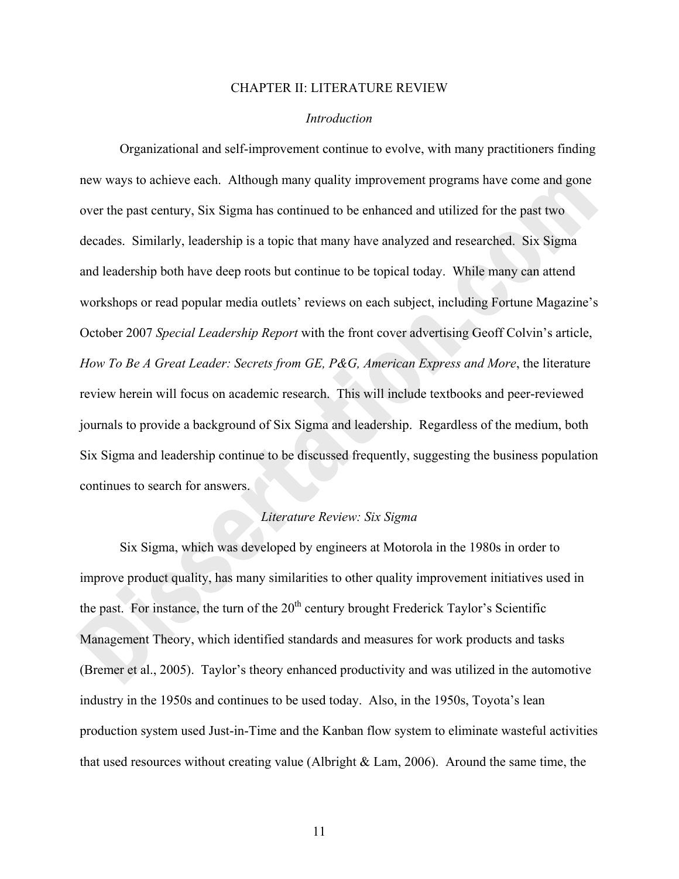# CHAPTER II: LITERATURE REVIEW

## *Introduction*

Organizational and self-improvement continue to evolve, with many practitioners finding new ways to achieve each. Although many quality improvement programs have come and gone over the past century, Six Sigma has continued to be enhanced and utilized for the past two decades. Similarly, leadership is a topic that many have analyzed and researched. Six Sigma and leadership both have deep roots but continue to be topical today. While many can attend workshops or read popular media outlets' reviews on each subject, including Fortune Magazine's October 2007 *Special Leadership Report* with the front cover advertising Geoff Colvin's article, *How To Be A Great Leader: Secrets from GE, P&G, American Express and More*, the literature review herein will focus on academic research. This will include textbooks and peer-reviewed journals to provide a background of Six Sigma and leadership. Regardless of the medium, both Six Sigma and leadership continue to be discussed frequently, suggesting the business population continues to search for answers.

## *Literature Review: Six Sigma*

Six Sigma, which was developed by engineers at Motorola in the 1980s in order to improve product quality, has many similarities to other quality improvement initiatives used in the past. For instance, the turn of the 20th century brought Frederick Taylor's Scientific Management Theory, which identified standards and measures for work products and tasks (Bremer et al., 2005). Taylor's theory enhanced productivity and was utilized in the automotive industry in the 1950s and continues to be used today. Also, in the 1950s, Toyota's lean production system used Just-in-Time and the Kanban flow system to eliminate wasteful activities that used resources without creating value (Albright & Lam, 2006). Around the same time, the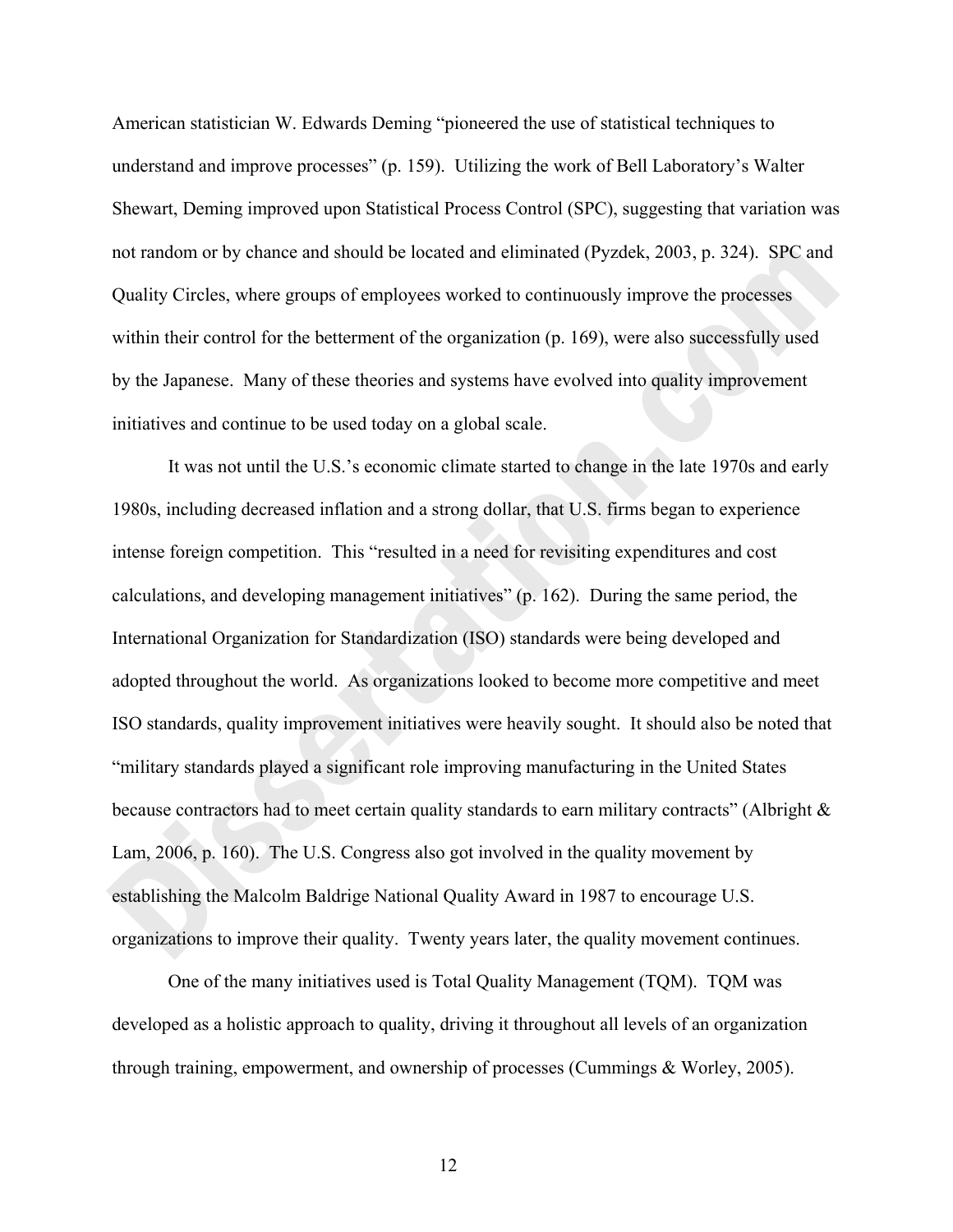American statistician W. Edwards Deming "pioneered the use of statistical techniques to understand and improve processes" (p. 159). Utilizing the work of Bell Laboratory's Walter Shewart, Deming improved upon Statistical Process Control (SPC), suggesting that variation was not random or by chance and should be located and eliminated (Pyzdek, 2003, p. 324). SPC and Quality Circles, where groups of employees worked to continuously improve the processes within their control for the betterment of the organization (p. 169), were also successfully used by the Japanese. Many of these theories and systems have evolved into quality improvement initiatives and continue to be used today on a global scale.

It was not until the U.S.'s economic climate started to change in the late 1970s and early 1980s, including decreased inflation and a strong dollar, that U.S. firms began to experience intense foreign competition. This "resulted in a need for revisiting expenditures and cost calculations, and developing management initiatives" (p. 162). During the same period, the International Organization for Standardization (ISO) standards were being developed and adopted throughout the world. As organizations looked to become more competitive and meet ISO standards, quality improvement initiatives were heavily sought. It should also be noted that "military standards played a significant role improving manufacturing in the United States because contractors had to meet certain quality standards to earn military contracts" (Albright & Lam, 2006, p. 160). The U.S. Congress also got involved in the quality movement by establishing the Malcolm Baldrige National Quality Award in 1987 to encourage U.S. organizations to improve their quality. Twenty years later, the quality movement continues.

One of the many initiatives used is Total Quality Management (TQM). TQM was developed as a holistic approach to quality, driving it throughout all levels of an organization through training, empowerment, and ownership of processes (Cummings & Worley, 2005).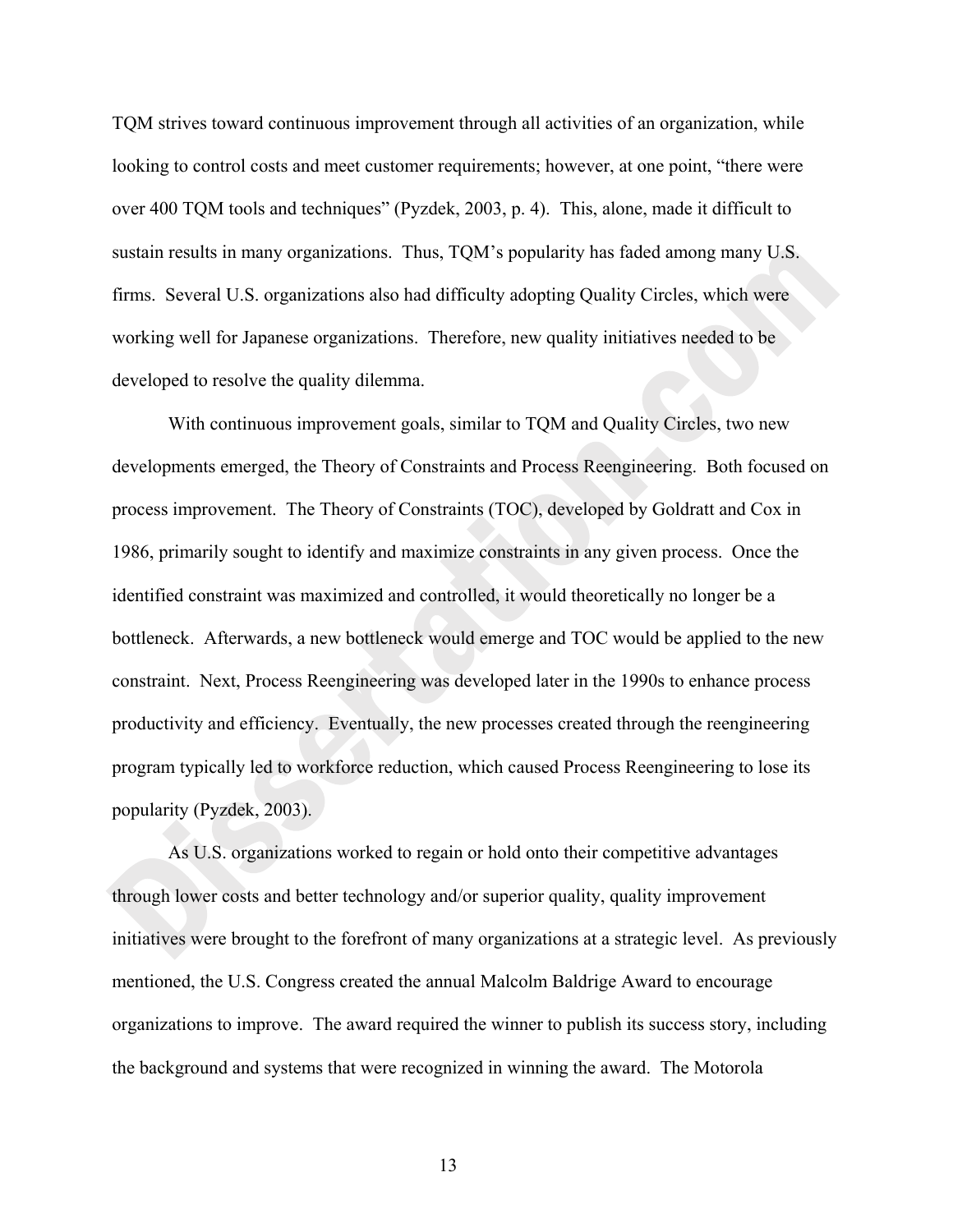TQM strives toward continuous improvement through all activities of an organization, while looking to control costs and meet customer requirements; however, at one point, "there were over 400 TQM tools and techniques" (Pyzdek, 2003, p. 4). This, alone, made it difficult to sustain results in many organizations. Thus, TQM's popularity has faded among many U.S. firms. Several U.S. organizations also had difficulty adopting Quality Circles, which were working well for Japanese organizations. Therefore, new quality initiatives needed to be developed to resolve the quality dilemma.

With continuous improvement goals, similar to TQM and Quality Circles, two new developments emerged, the Theory of Constraints and Process Reengineering. Both focused on process improvement. The Theory of Constraints (TOC), developed by Goldratt and Cox in 1986, primarily sought to identify and maximize constraints in any given process. Once the identified constraint was maximized and controlled, it would theoretically no longer be a bottleneck. Afterwards, a new bottleneck would emerge and TOC would be applied to the new constraint. Next, Process Reengineering was developed later in the 1990s to enhance process productivity and efficiency. Eventually, the new processes created through the reengineering program typically led to workforce reduction, which caused Process Reengineering to lose its popularity (Pyzdek, 2003).

As U.S. organizations worked to regain or hold onto their competitive advantages through lower costs and better technology and/or superior quality, quality improvement initiatives were brought to the forefront of many organizations at a strategic level. As previously mentioned, the U.S. Congress created the annual Malcolm Baldrige Award to encourage organizations to improve. The award required the winner to publish its success story, including the background and systems that were recognized in winning the award. The Motorola